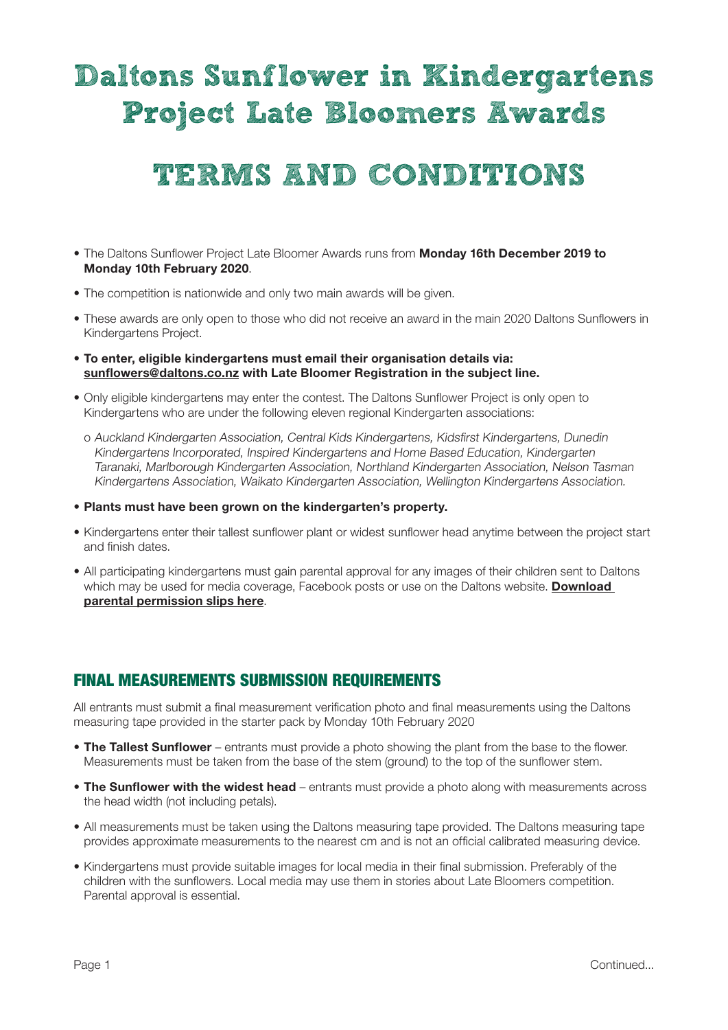# Daltons Sunflower in Kindergartens Project Late Bloomers Awards

# TERMS AND CONDITIONS

- The Daltons Sunflower Project Late Bloomer Awards runs from **Monday 16th December 2019 to Monday 10th February 2020**.
- The competition is nationwide and only two main awards will be given.
- These awards are only open to those who did not receive an award in the main 2020 Daltons Sunflowers in Kindergartens Project.
- **To enter, eligible kindergartens must email their organisation details via: sunflowers@daltons.co.nz with Late Bloomer Registration in the subject line.**
- Only eligible kindergartens may enter the contest. The Daltons Sunflower Project is only open to Kindergartens who are under the following eleven regional Kindergarten associations:
  - *Auckland Kindergarten Association, Central Kids Kindergartens, Kidsfirst Kindergartens, Dunedin Kindergartens Incorporated, Inspired Kindergartens and Home Based Education, Kindergarten Taranaki, Marlborough Kindergarten Association, Northland Kindergarten Association, Nelson Tasman Kindergartens Association, Waikato Kindergarten Association, Wellington Kindergartens Association.*
- **Plants must have been grown on the kindergarten's property.**
- Kindergartens enter their tallest sunflower plant or widest sunflower head anytime between the project start and finish dates.
- All participating kindergartens must gain parental approval for any images of their children sent to Daltons which may be used for media coverage, Facebook posts or use on the Daltons website. **Download parental permission slips here**.

## FINAL MEASUREMENTS SUBMISSION REQUIREMENTS

All entrants must submit a final measurement verification photo and final measurements using the Daltons measuring tape provided in the starter pack by Monday 10th February 2020

- **The Tallest Sunflower** – entrants must provide a photo showing the plant from the base to the flower. Measurements must be taken from the base of the stem (ground) to the top of the sunflower stem.
- **The Sunflower with the widest head** – entrants must provide a photo along with measurements across the head width (not including petals).
- All measurements must be taken using the Daltons measuring tape provided. The Daltons measuring tape provides approximate measurements to the nearest cm and is not an official calibrated measuring device.
- Kindergartens must provide suitable images for local media in their final submission. Preferably of the children with the sunflowers. Local media may use them in stories about Late Bloomers competition. Parental approval is essential.

Continued...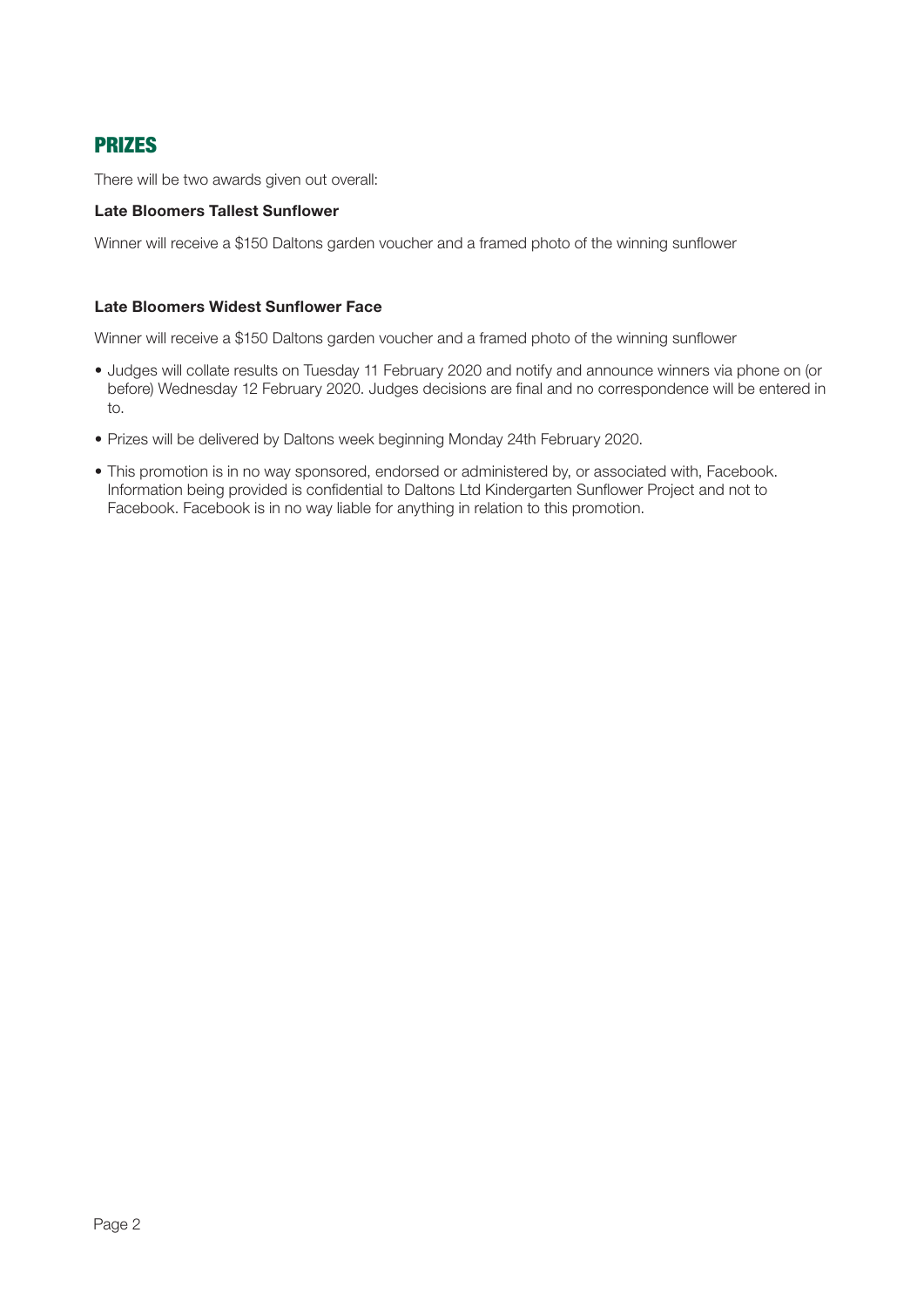## PRIZES

There will be two awards given out overall:

**Late Bloomers Tallest Sunflower**

Winner will receive a $150 Daltons garden voucher and a framed photo of the winning sunflower

**Late Bloomers Widest Sunflower Face**

Winner will receive a $150 Daltons garden voucher and a framed photo of the winning sunflower

- Judges will collate results on Tuesday 11 February 2020 and notify and announce winners via phone on (or before) Wednesday 12 February 2020. Judges decisions are final and no correspondence will be entered in to.
- Prizes will be delivered by Daltons week beginning Monday 24th February 2020.
- This promotion is in no way sponsored, endorsed or administered by, or associated with, Facebook. Information being provided is confidential to Daltons Ltd Kindergarten Sunflower Project and not to Facebook. Facebook is in no way liable for anything in relation to this promotion.